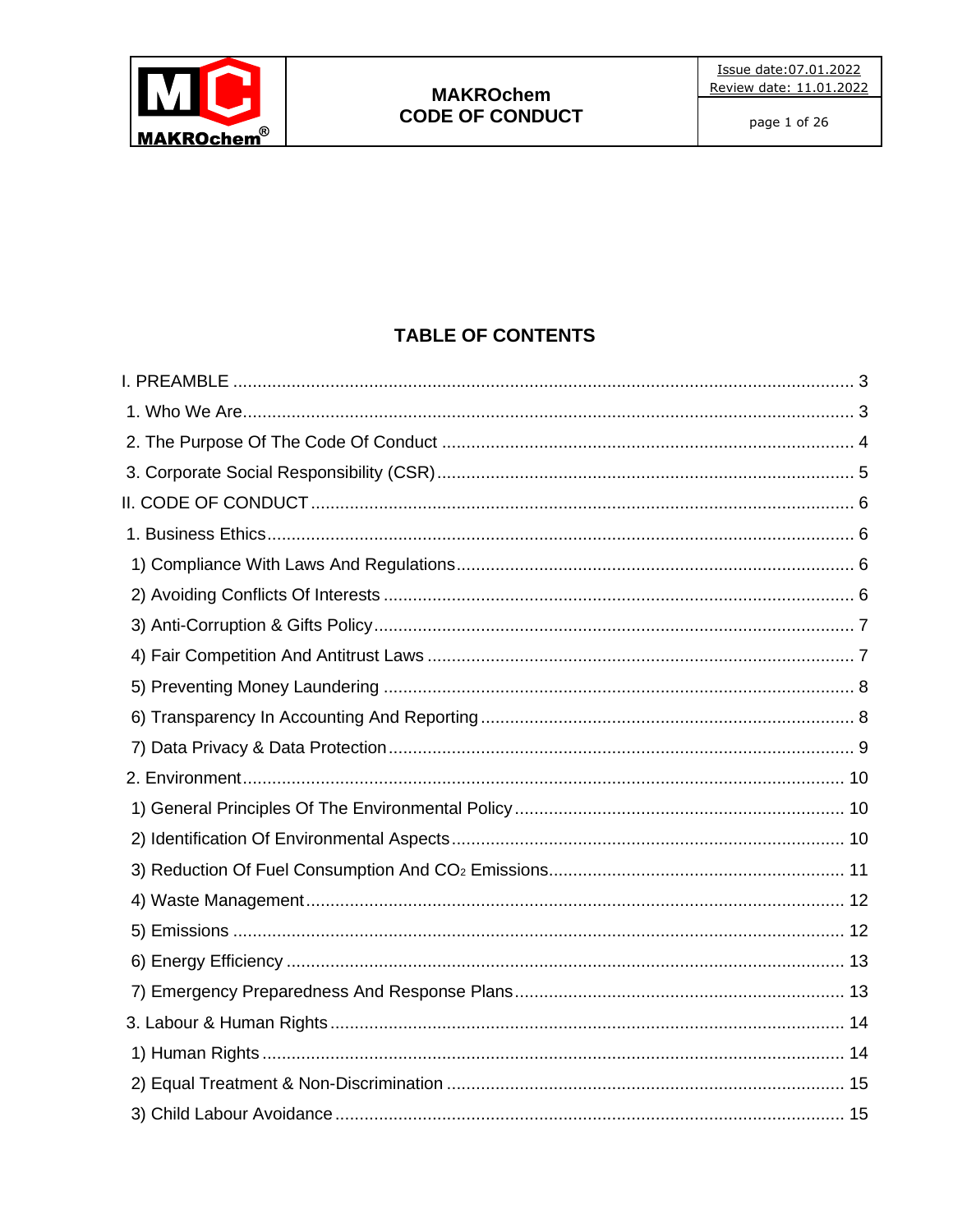## TABLE OF CONTENTS

I. PREAMBLE ... 3
 1. Who We Are ... 3
 2. The Purpose Of The Code Of Conduct ... 4
 3. Corporate Social Responsibility (CSR) ... 5
II. CODE OF CONDUCT ... 6
 1. Business Ethics ... 6
  1) Compliance With Laws And Regulations ... 6
  2) Avoiding Conflicts Of Interests ... 6
  3) Anti-Corruption & Gifts Policy ... 7
  4) Fair Competition And Antitrust Laws ... 7
  5) Preventing Money Laundering ... 8
  6) Transparency In Accounting And Reporting ... 8
  7) Data Privacy & Data Protection ... 9
 2. Environment ... 10
  1) General Principles Of The Environmental Policy ... 10
  2) Identification Of Environmental Aspects ... 10
  3) Reduction Of Fuel Consumption And $CO_2$ Emissions ... 11
  4) Waste Management ... 12
  5) Emissions ... 12
  6) Energy Efficiency ... 13
  7) Emergency Preparedness And Response Plans ... 13
 3. Labour & Human Rights ... 14
  1) Human Rights ... 14
  2) Equal Treatment & Non-Discrimination ... 15
  3) Child Labour Avoidance ... 15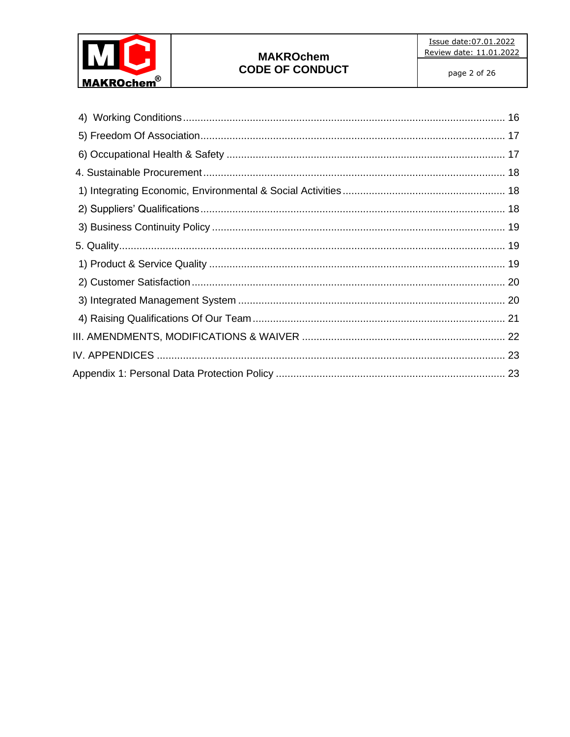4) Working Conditions ........................................................................................................ 16

5) Freedom Of Association ................................................................................................... 17

6) Occupational Health & Safety .......................................................................................... 17

4. Sustainable Procurement ................................................................................................. 18

1) Integrating Economic, Environmental & Social Activities .................................................. 18

2) Suppliers' Qualifications ................................................................................................... 18

3) Business Continuity Policy ............................................................................................... 19

5. Quality .............................................................................................................................. 19

1) Product & Service Quality ................................................................................................ 19

2) Customer Satisfaction ...................................................................................................... 20

3) Integrated Management System ...................................................................................... 20

4) Raising Qualifications Of Our Team ................................................................................. 21

III. AMENDMENTS, MODIFICATIONS & WAIVER ................................................................ 22

IV. APPENDICES .................................................................................................................. 23

Appendix 1: Personal Data Protection Policy ......................................................................... 23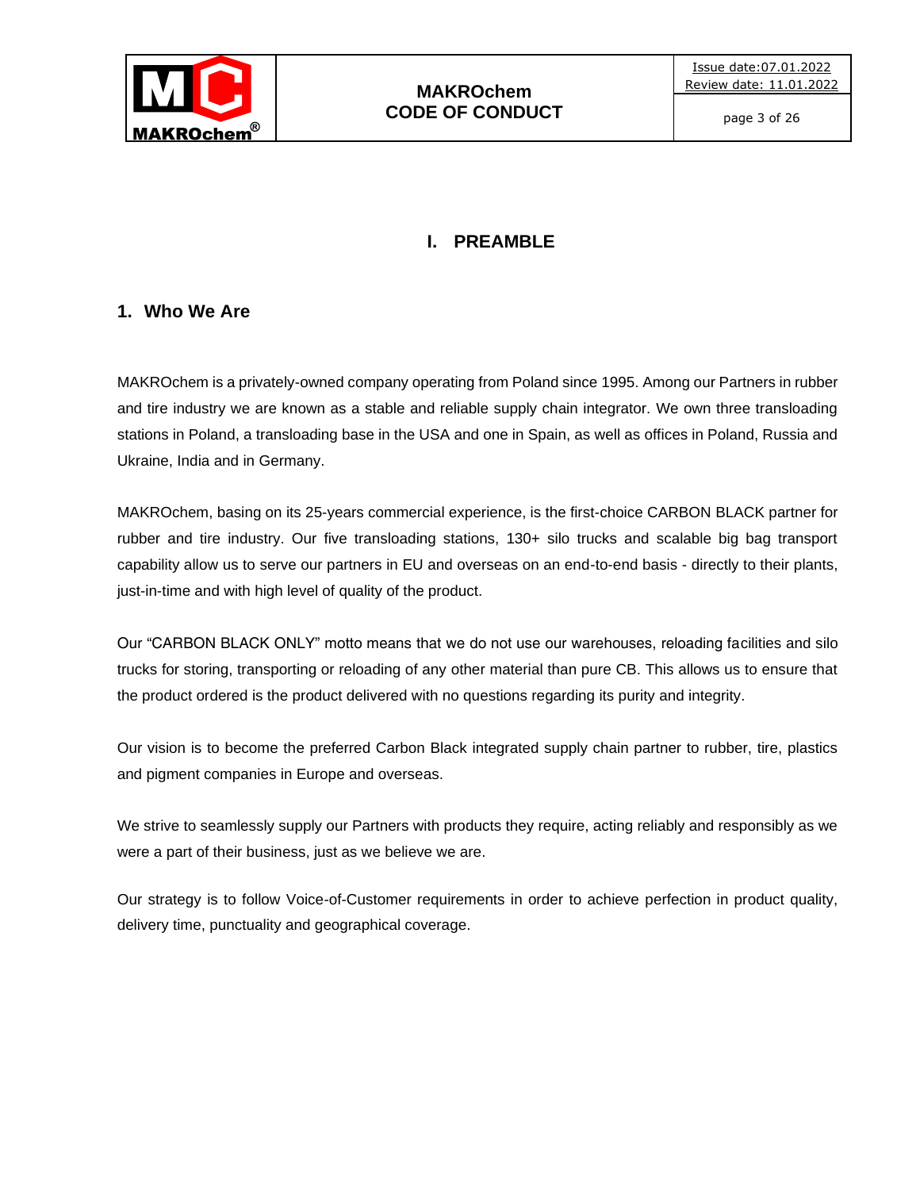# I. PREAMBLE

## 1. Who We Are

MAKROchem is a privately-owned company operating from Poland since 1995. Among our Partners in rubber and tire industry we are known as a stable and reliable supply chain integrator. We own three transloading stations in Poland, a transloading base in the USA and one in Spain, as well as offices in Poland, Russia and Ukraine, India and in Germany.

MAKROchem, basing on its 25-years commercial experience, is the first-choice CARBON BLACK partner for rubber and tire industry. Our five transloading stations, 130+ silo trucks and scalable big bag transport capability allow us to serve our partners in EU and overseas on an end-to-end basis - directly to their plants, just-in-time and with high level of quality of the product.

Our "CARBON BLACK ONLY" motto means that we do not use our warehouses, reloading facilities and silo trucks for storing, transporting or reloading of any other material than pure CB. This allows us to ensure that the product ordered is the product delivered with no questions regarding its purity and integrity.

Our vision is to become the preferred Carbon Black integrated supply chain partner to rubber, tire, plastics and pigment companies in Europe and overseas.

We strive to seamlessly supply our Partners with products they require, acting reliably and responsibly as we were a part of their business, just as we believe we are.

Our strategy is to follow Voice-of-Customer requirements in order to achieve perfection in product quality, delivery time, punctuality and geographical coverage.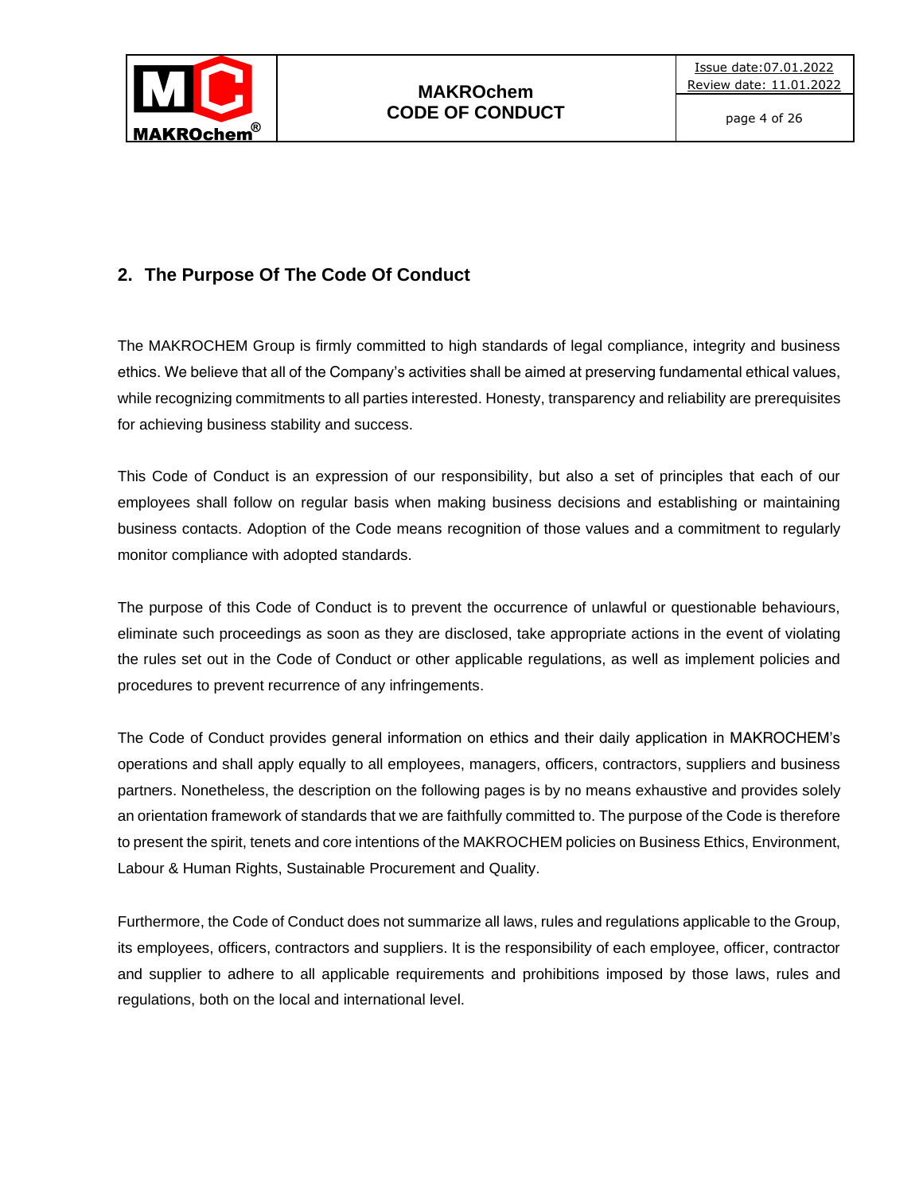## 2. The Purpose Of The Code Of Conduct

The MAKROCHEM Group is firmly committed to high standards of legal compliance, integrity and business ethics. We believe that all of the Company's activities shall be aimed at preserving fundamental ethical values, while recognizing commitments to all parties interested. Honesty, transparency and reliability are prerequisites for achieving business stability and success.

This Code of Conduct is an expression of our responsibility, but also a set of principles that each of our employees shall follow on regular basis when making business decisions and establishing or maintaining business contacts. Adoption of the Code means recognition of those values and a commitment to regularly monitor compliance with adopted standards.

The purpose of this Code of Conduct is to prevent the occurrence of unlawful or questionable behaviours, eliminate such proceedings as soon as they are disclosed, take appropriate actions in the event of violating the rules set out in the Code of Conduct or other applicable regulations, as well as implement policies and procedures to prevent recurrence of any infringements.

The Code of Conduct provides general information on ethics and their daily application in MAKROCHEM's operations and shall apply equally to all employees, managers, officers, contractors, suppliers and business partners. Nonetheless, the description on the following pages is by no means exhaustive and provides solely an orientation framework of standards that we are faithfully committed to. The purpose of the Code is therefore to present the spirit, tenets and core intentions of the MAKROCHEM policies on Business Ethics, Environment, Labour & Human Rights, Sustainable Procurement and Quality.

Furthermore, the Code of Conduct does not summarize all laws, rules and regulations applicable to the Group, its employees, officers, contractors and suppliers. It is the responsibility of each employee, officer, contractor and supplier to adhere to all applicable requirements and prohibitions imposed by those laws, rules and regulations, both on the local and international level.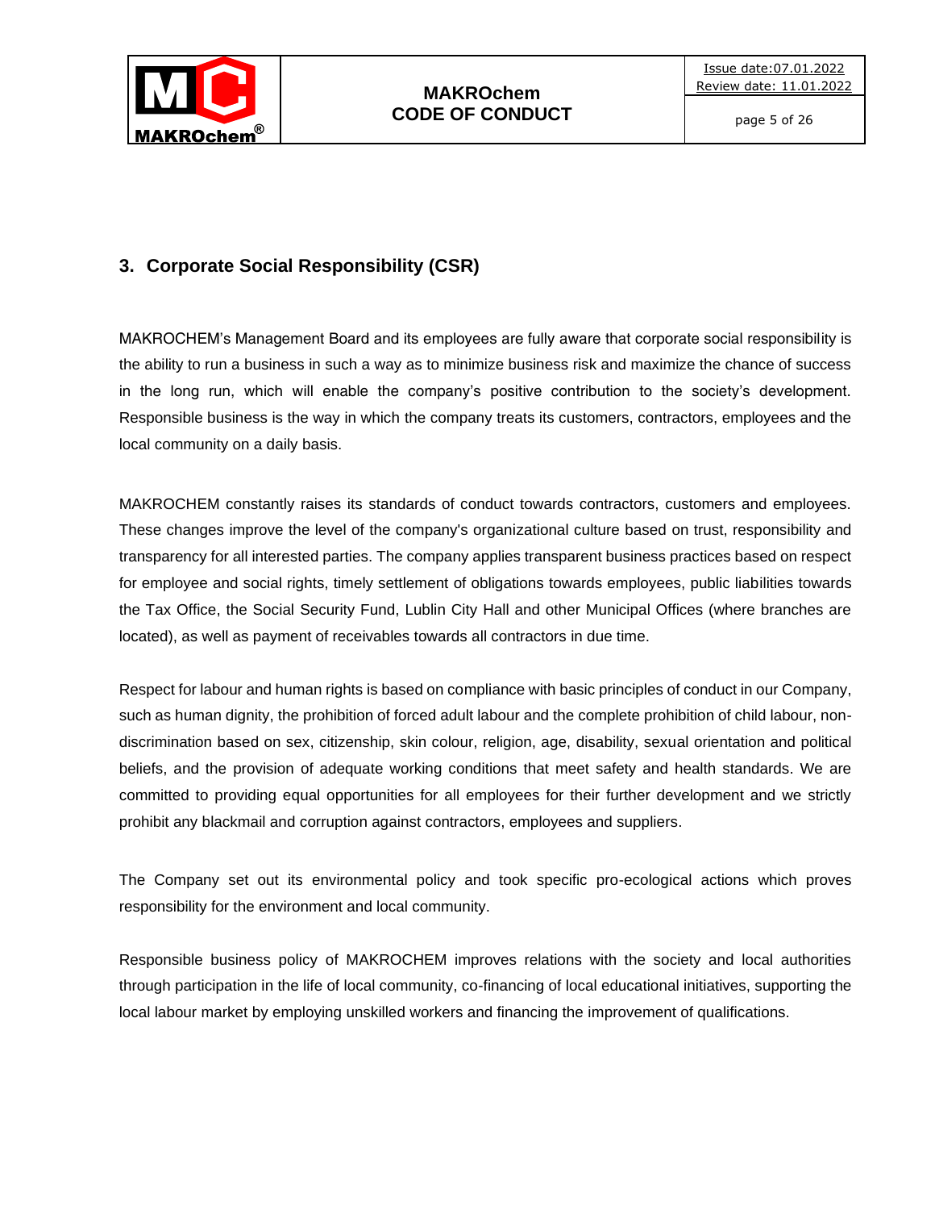## 3. Corporate Social Responsibility (CSR)

MAKROCHEM's Management Board and its employees are fully aware that corporate social responsibility is the ability to run a business in such a way as to minimize business risk and maximize the chance of success in the long run, which will enable the company's positive contribution to the society's development. Responsible business is the way in which the company treats its customers, contractors, employees and the local community on a daily basis.

MAKROCHEM constantly raises its standards of conduct towards contractors, customers and employees. These changes improve the level of the company's organizational culture based on trust, responsibility and transparency for all interested parties. The company applies transparent business practices based on respect for employee and social rights, timely settlement of obligations towards employees, public liabilities towards the Tax Office, the Social Security Fund, Lublin City Hall and other Municipal Offices (where branches are located), as well as payment of receivables towards all contractors in due time.

Respect for labour and human rights is based on compliance with basic principles of conduct in our Company, such as human dignity, the prohibition of forced adult labour and the complete prohibition of child labour, non-discrimination based on sex, citizenship, skin colour, religion, age, disability, sexual orientation and political beliefs, and the provision of adequate working conditions that meet safety and health standards. We are committed to providing equal opportunities for all employees for their further development and we strictly prohibit any blackmail and corruption against contractors, employees and suppliers.

The Company set out its environmental policy and took specific pro-ecological actions which proves responsibility for the environment and local community.

Responsible business policy of MAKROCHEM improves relations with the society and local authorities through participation in the life of local community, co-financing of local educational initiatives, supporting the local labour market by employing unskilled workers and financing the improvement of qualifications.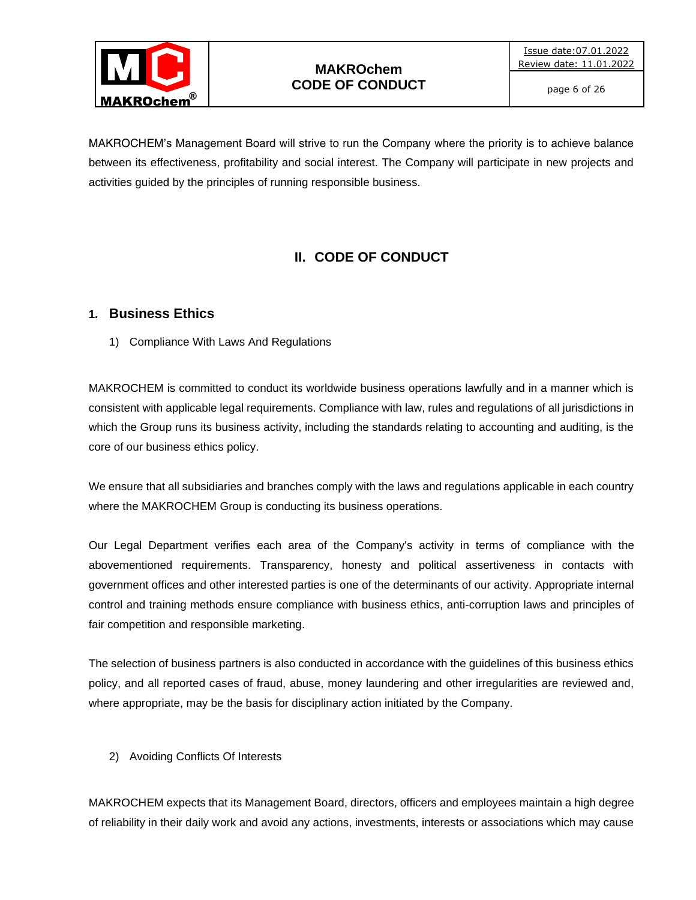MAKROCHEM's Management Board will strive to run the Company where the priority is to achieve balance between its effectiveness, profitability and social interest. The Company will participate in new projects and activities guided by the principles of running responsible business.

# II. CODE OF CONDUCT

## 1. Business Ethics

1) Compliance With Laws And Regulations

MAKROCHEM is committed to conduct its worldwide business operations lawfully and in a manner which is consistent with applicable legal requirements. Compliance with law, rules and regulations of all jurisdictions in which the Group runs its business activity, including the standards relating to accounting and auditing, is the core of our business ethics policy.

We ensure that all subsidiaries and branches comply with the laws and regulations applicable in each country where the MAKROCHEM Group is conducting its business operations.

Our Legal Department verifies each area of the Company's activity in terms of compliance with the abovementioned requirements. Transparency, honesty and political assertiveness in contacts with government offices and other interested parties is one of the determinants of our activity. Appropriate internal control and training methods ensure compliance with business ethics, anti-corruption laws and principles of fair competition and responsible marketing.

The selection of business partners is also conducted in accordance with the guidelines of this business ethics policy, and all reported cases of fraud, abuse, money laundering and other irregularities are reviewed and, where appropriate, may be the basis for disciplinary action initiated by the Company.

2) Avoiding Conflicts Of Interests

MAKROCHEM expects that its Management Board, directors, officers and employees maintain a high degree of reliability in their daily work and avoid any actions, investments, interests or associations which may cause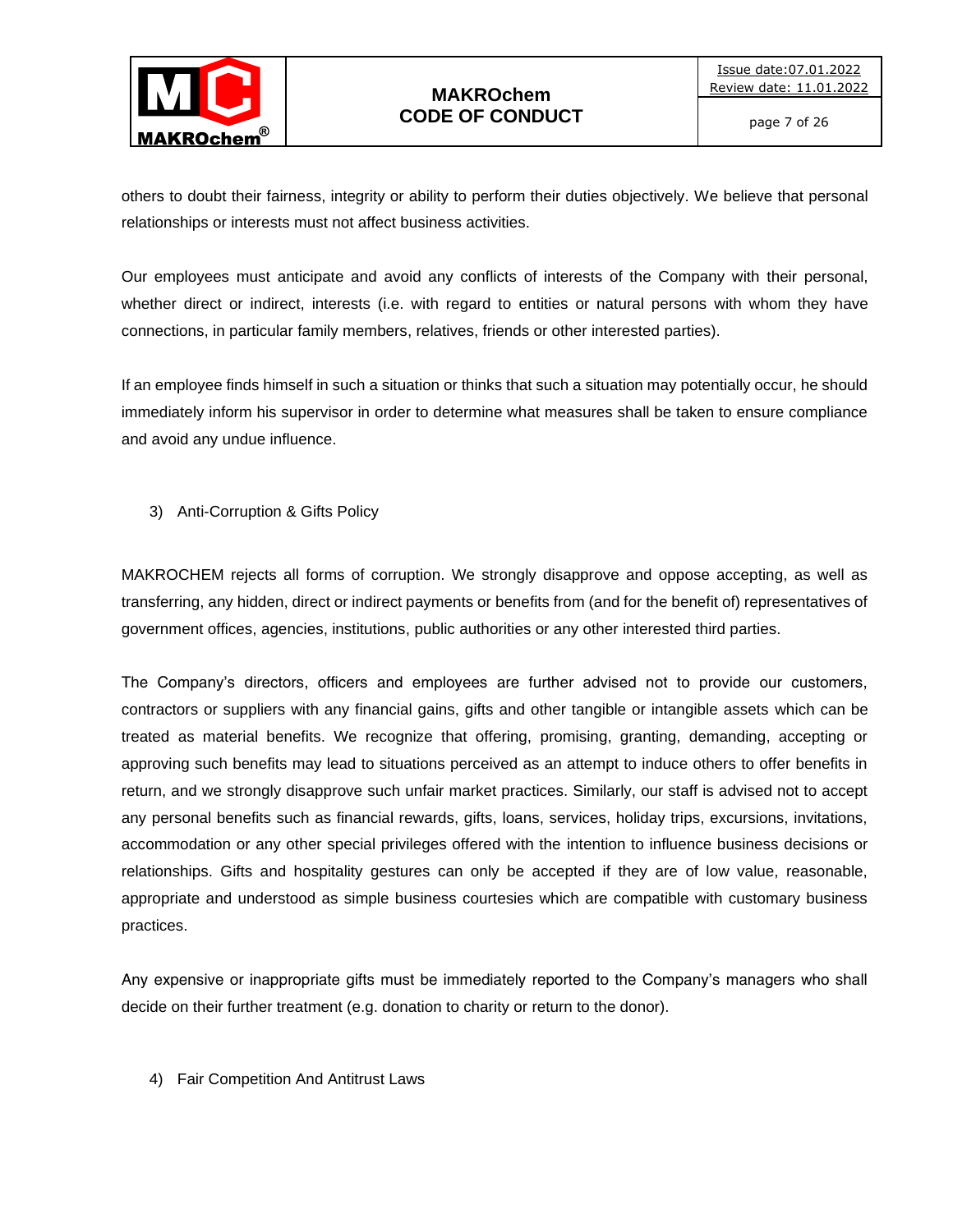others to doubt their fairness, integrity or ability to perform their duties objectively. We believe that personal relationships or interests must not affect business activities.

Our employees must anticipate and avoid any conflicts of interests of the Company with their personal, whether direct or indirect, interests (i.e. with regard to entities or natural persons with whom they have connections, in particular family members, relatives, friends or other interested parties).

If an employee finds himself in such a situation or thinks that such a situation may potentially occur, he should immediately inform his supervisor in order to determine what measures shall be taken to ensure compliance and avoid any undue influence.

3) Anti-Corruption & Gifts Policy

MAKROCHEM rejects all forms of corruption. We strongly disapprove and oppose accepting, as well as transferring, any hidden, direct or indirect payments or benefits from (and for the benefit of) representatives of government offices, agencies, institutions, public authorities or any other interested third parties.

The Company's directors, officers and employees are further advised not to provide our customers, contractors or suppliers with any financial gains, gifts and other tangible or intangible assets which can be treated as material benefits. We recognize that offering, promising, granting, demanding, accepting or approving such benefits may lead to situations perceived as an attempt to induce others to offer benefits in return, and we strongly disapprove such unfair market practices. Similarly, our staff is advised not to accept any personal benefits such as financial rewards, gifts, loans, services, holiday trips, excursions, invitations, accommodation or any other special privileges offered with the intention to influence business decisions or relationships. Gifts and hospitality gestures can only be accepted if they are of low value, reasonable, appropriate and understood as simple business courtesies which are compatible with customary business practices.

Any expensive or inappropriate gifts must be immediately reported to the Company's managers who shall decide on their further treatment (e.g. donation to charity or return to the donor).

4) Fair Competition And Antitrust Laws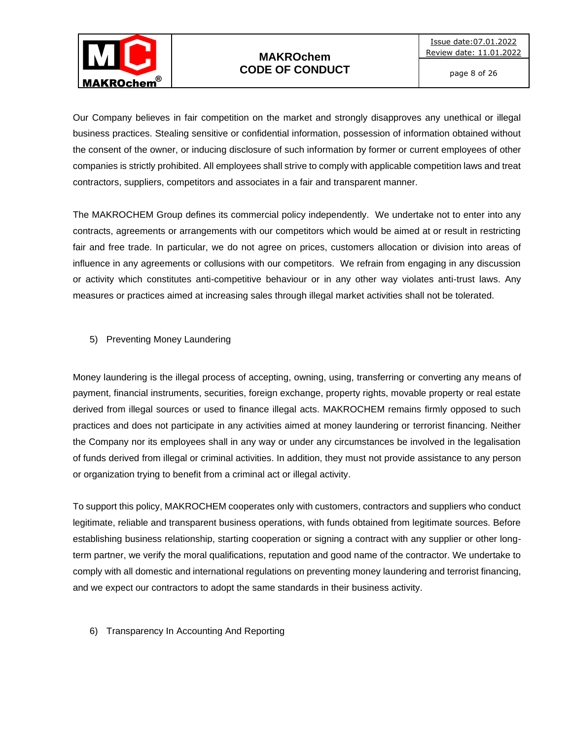Our Company believes in fair competition on the market and strongly disapproves any unethical or illegal business practices. Stealing sensitive or confidential information, possession of information obtained without the consent of the owner, or inducing disclosure of such information by former or current employees of other companies is strictly prohibited. All employees shall strive to comply with applicable competition laws and treat contractors, suppliers, competitors and associates in a fair and transparent manner.

The MAKROCHEM Group defines its commercial policy independently. We undertake not to enter into any contracts, agreements or arrangements with our competitors which would be aimed at or result in restricting fair and free trade. In particular, we do not agree on prices, customers allocation or division into areas of influence in any agreements or collusions with our competitors. We refrain from engaging in any discussion or activity which constitutes anti-competitive behaviour or in any other way violates anti-trust laws. Any measures or practices aimed at increasing sales through illegal market activities shall not be tolerated.

## 5) Preventing Money Laundering

Money laundering is the illegal process of accepting, owning, using, transferring or converting any means of payment, financial instruments, securities, foreign exchange, property rights, movable property or real estate derived from illegal sources or used to finance illegal acts. MAKROCHEM remains firmly opposed to such practices and does not participate in any activities aimed at money laundering or terrorist financing. Neither the Company nor its employees shall in any way or under any circumstances be involved in the legalisation of funds derived from illegal or criminal activities. In addition, they must not provide assistance to any person or organization trying to benefit from a criminal act or illegal activity.

To support this policy, MAKROCHEM cooperates only with customers, contractors and suppliers who conduct legitimate, reliable and transparent business operations, with funds obtained from legitimate sources. Before establishing business relationship, starting cooperation or signing a contract with any supplier or other long-term partner, we verify the moral qualifications, reputation and good name of the contractor. We undertake to comply with all domestic and international regulations on preventing money laundering and terrorist financing, and we expect our contractors to adopt the same standards in their business activity.

## 6) Transparency In Accounting And Reporting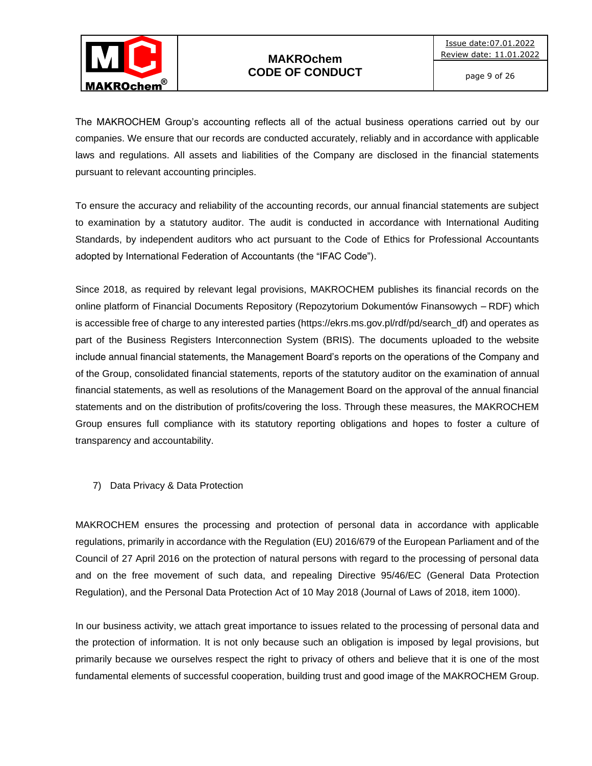The MAKROCHEM Group's accounting reflects all of the actual business operations carried out by our companies. We ensure that our records are conducted accurately, reliably and in accordance with applicable laws and regulations. All assets and liabilities of the Company are disclosed in the financial statements pursuant to relevant accounting principles.

To ensure the accuracy and reliability of the accounting records, our annual financial statements are subject to examination by a statutory auditor. The audit is conducted in accordance with International Auditing Standards, by independent auditors who act pursuant to the Code of Ethics for Professional Accountants adopted by International Federation of Accountants (the "IFAC Code").

Since 2018, as required by relevant legal provisions, MAKROCHEM publishes its financial records on the online platform of Financial Documents Repository (Repozytorium Dokumentów Finansowych – RDF) which is accessible free of charge to any interested parties (https://ekrs.ms.gov.pl/rdf/pd/search_df) and operates as part of the Business Registers Interconnection System (BRIS). The documents uploaded to the website include annual financial statements, the Management Board's reports on the operations of the Company and of the Group, consolidated financial statements, reports of the statutory auditor on the examination of annual financial statements, as well as resolutions of the Management Board on the approval of the annual financial statements and on the distribution of profits/covering the loss. Through these measures, the MAKROCHEM Group ensures full compliance with its statutory reporting obligations and hopes to foster a culture of transparency and accountability.

## 7) Data Privacy & Data Protection

MAKROCHEM ensures the processing and protection of personal data in accordance with applicable regulations, primarily in accordance with the Regulation (EU) 2016/679 of the European Parliament and of the Council of 27 April 2016 on the protection of natural persons with regard to the processing of personal data and on the free movement of such data, and repealing Directive 95/46/EC (General Data Protection Regulation), and the Personal Data Protection Act of 10 May 2018 (Journal of Laws of 2018, item 1000).

In our business activity, we attach great importance to issues related to the processing of personal data and the protection of information. It is not only because such an obligation is imposed by legal provisions, but primarily because we ourselves respect the right to privacy of others and believe that it is one of the most fundamental elements of successful cooperation, building trust and good image of the MAKROCHEM Group.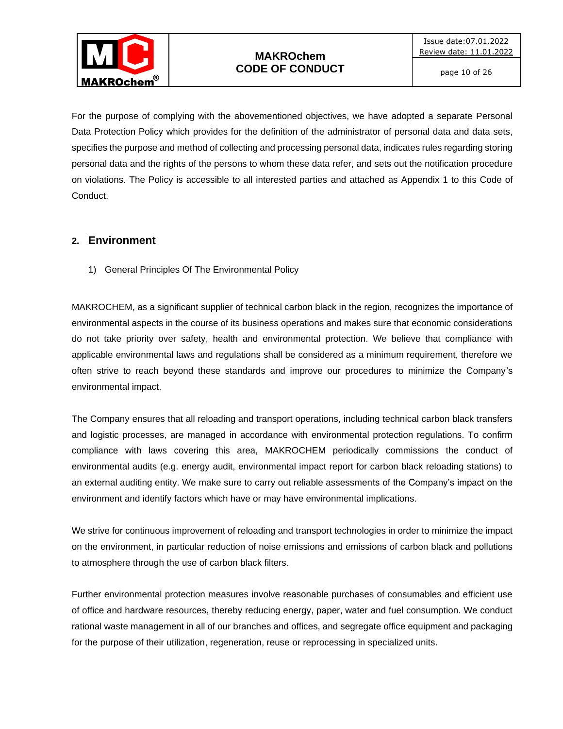For the purpose of complying with the abovementioned objectives, we have adopted a separate Personal Data Protection Policy which provides for the definition of the administrator of personal data and data sets, specifies the purpose and method of collecting and processing personal data, indicates rules regarding storing personal data and the rights of the persons to whom these data refer, and sets out the notification procedure on violations. The Policy is accessible to all interested parties and attached as Appendix 1 to this Code of Conduct.

## 2. Environment

1) General Principles Of The Environmental Policy

MAKROCHEM, as a significant supplier of technical carbon black in the region, recognizes the importance of environmental aspects in the course of its business operations and makes sure that economic considerations do not take priority over safety, health and environmental protection. We believe that compliance with applicable environmental laws and regulations shall be considered as a minimum requirement, therefore we often strive to reach beyond these standards and improve our procedures to minimize the Company's environmental impact.

The Company ensures that all reloading and transport operations, including technical carbon black transfers and logistic processes, are managed in accordance with environmental protection regulations. To confirm compliance with laws covering this area, MAKROCHEM periodically commissions the conduct of environmental audits (e.g. energy audit, environmental impact report for carbon black reloading stations) to an external auditing entity. We make sure to carry out reliable assessments of the Company's impact on the environment and identify factors which have or may have environmental implications.

We strive for continuous improvement of reloading and transport technologies in order to minimize the impact on the environment, in particular reduction of noise emissions and emissions of carbon black and pollutions to atmosphere through the use of carbon black filters.

Further environmental protection measures involve reasonable purchases of consumables and efficient use of office and hardware resources, thereby reducing energy, paper, water and fuel consumption. We conduct rational waste management in all of our branches and offices, and segregate office equipment and packaging for the purpose of their utilization, regeneration, reuse or reprocessing in specialized units.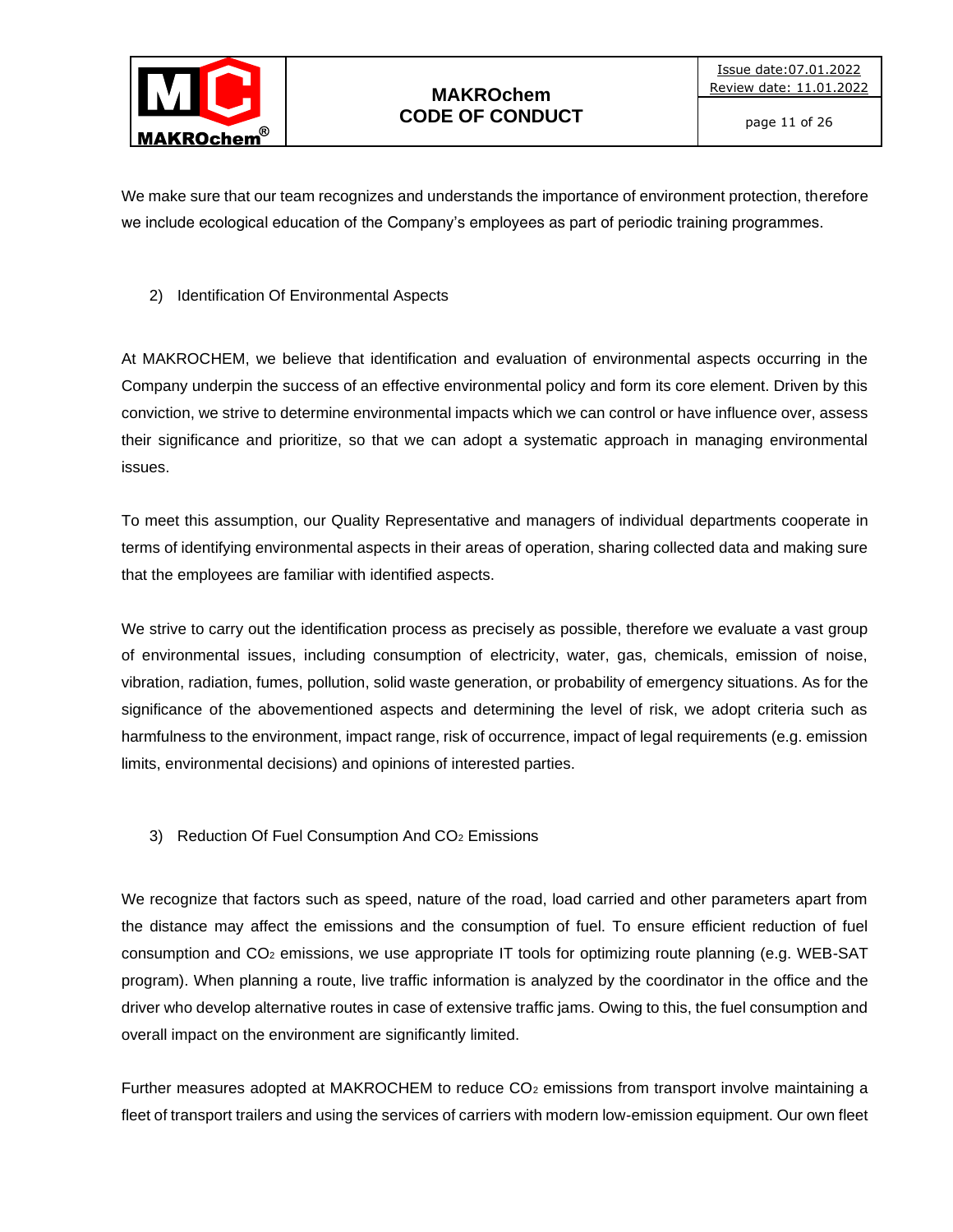We make sure that our team recognizes and understands the importance of environment protection, therefore we include ecological education of the Company's employees as part of periodic training programmes.

2) Identification Of Environmental Aspects

At MAKROCHEM, we believe that identification and evaluation of environmental aspects occurring in the Company underpin the success of an effective environmental policy and form its core element. Driven by this conviction, we strive to determine environmental impacts which we can control or have influence over, assess their significance and prioritize, so that we can adopt a systematic approach in managing environmental issues.

To meet this assumption, our Quality Representative and managers of individual departments cooperate in terms of identifying environmental aspects in their areas of operation, sharing collected data and making sure that the employees are familiar with identified aspects.

We strive to carry out the identification process as precisely as possible, therefore we evaluate a vast group of environmental issues, including consumption of electricity, water, gas, chemicals, emission of noise, vibration, radiation, fumes, pollution, solid waste generation, or probability of emergency situations. As for the significance of the abovementioned aspects and determining the level of risk, we adopt criteria such as harmfulness to the environment, impact range, risk of occurrence, impact of legal requirements (e.g. emission limits, environmental decisions) and opinions of interested parties.

3) Reduction Of Fuel Consumption And $CO_2$ Emissions

We recognize that factors such as speed, nature of the road, load carried and other parameters apart from the distance may affect the emissions and the consumption of fuel. To ensure efficient reduction of fuel consumption and $CO_2$ emissions, we use appropriate IT tools for optimizing route planning (e.g. WEB-SAT program). When planning a route, live traffic information is analyzed by the coordinator in the office and the driver who develop alternative routes in case of extensive traffic jams. Owing to this, the fuel consumption and overall impact on the environment are significantly limited.

Further measures adopted at MAKROCHEM to reduce $CO_2$ emissions from transport involve maintaining a fleet of transport trailers and using the services of carriers with modern low-emission equipment. Our own fleet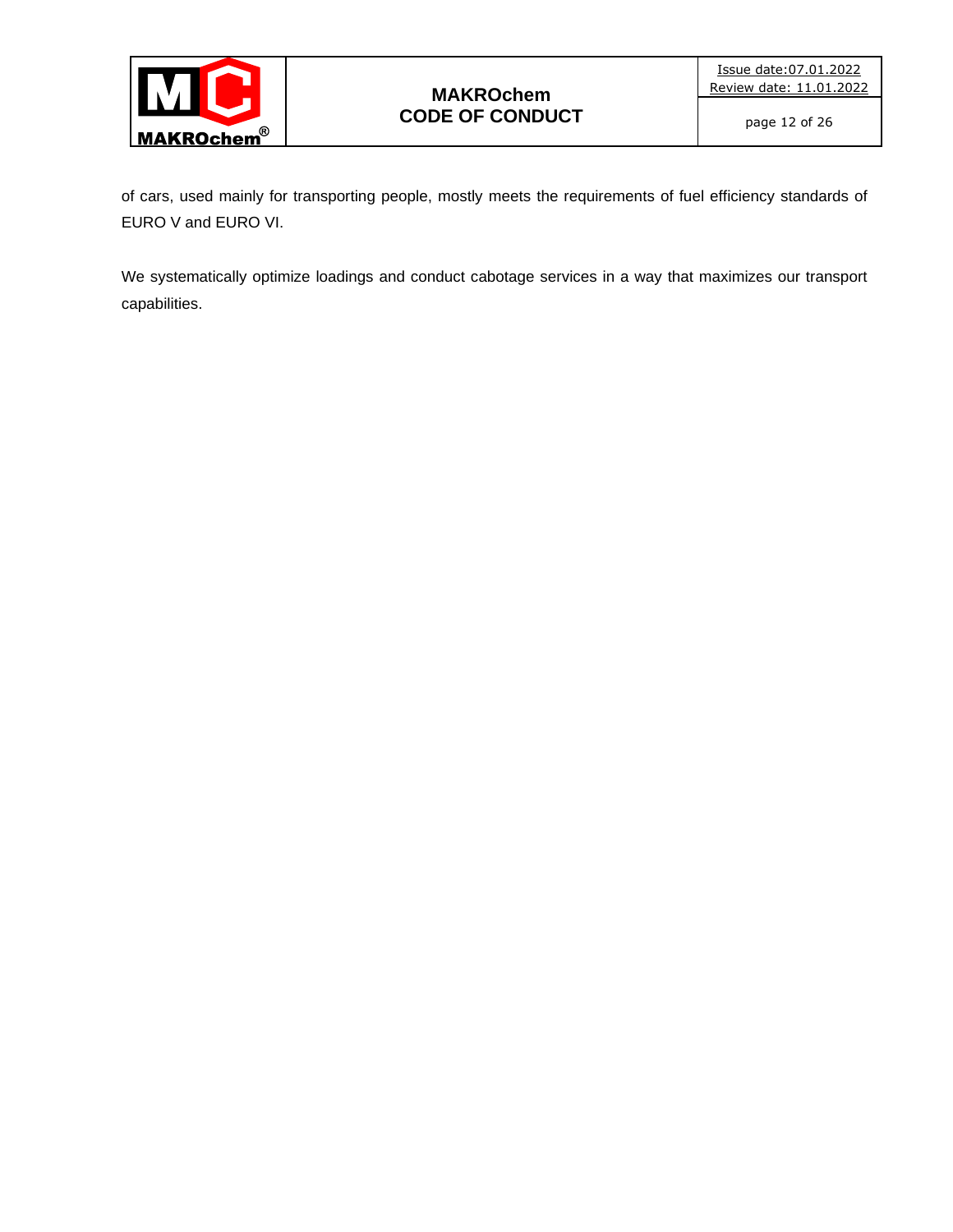of cars, used mainly for transporting people, mostly meets the requirements of fuel efficiency standards of EURO V and EURO VI.

We systematically optimize loadings and conduct cabotage services in a way that maximizes our transport capabilities.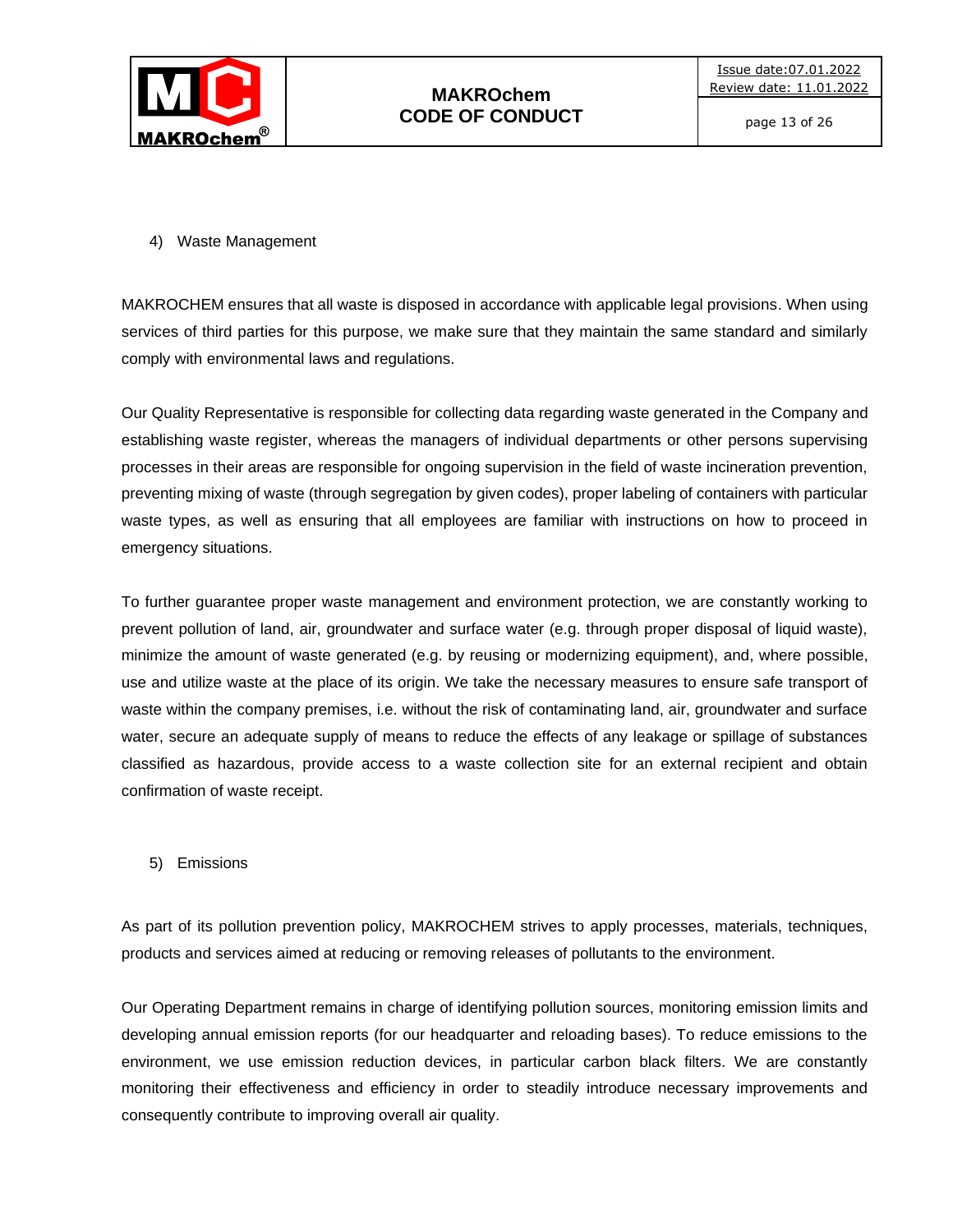4) Waste Management

MAKROCHEM ensures that all waste is disposed in accordance with applicable legal provisions. When using services of third parties for this purpose, we make sure that they maintain the same standard and similarly comply with environmental laws and regulations.

Our Quality Representative is responsible for collecting data regarding waste generated in the Company and establishing waste register, whereas the managers of individual departments or other persons supervising processes in their areas are responsible for ongoing supervision in the field of waste incineration prevention, preventing mixing of waste (through segregation by given codes), proper labeling of containers with particular waste types, as well as ensuring that all employees are familiar with instructions on how to proceed in emergency situations.

To further guarantee proper waste management and environment protection, we are constantly working to prevent pollution of land, air, groundwater and surface water (e.g. through proper disposal of liquid waste), minimize the amount of waste generated (e.g. by reusing or modernizing equipment), and, where possible, use and utilize waste at the place of its origin. We take the necessary measures to ensure safe transport of waste within the company premises, i.e. without the risk of contaminating land, air, groundwater and surface water, secure an adequate supply of means to reduce the effects of any leakage or spillage of substances classified as hazardous, provide access to a waste collection site for an external recipient and obtain confirmation of waste receipt.

5) Emissions

As part of its pollution prevention policy, MAKROCHEM strives to apply processes, materials, techniques, products and services aimed at reducing or removing releases of pollutants to the environment.

Our Operating Department remains in charge of identifying pollution sources, monitoring emission limits and developing annual emission reports (for our headquarter and reloading bases). To reduce emissions to the environment, we use emission reduction devices, in particular carbon black filters. We are constantly monitoring their effectiveness and efficiency in order to steadily introduce necessary improvements and consequently contribute to improving overall air quality.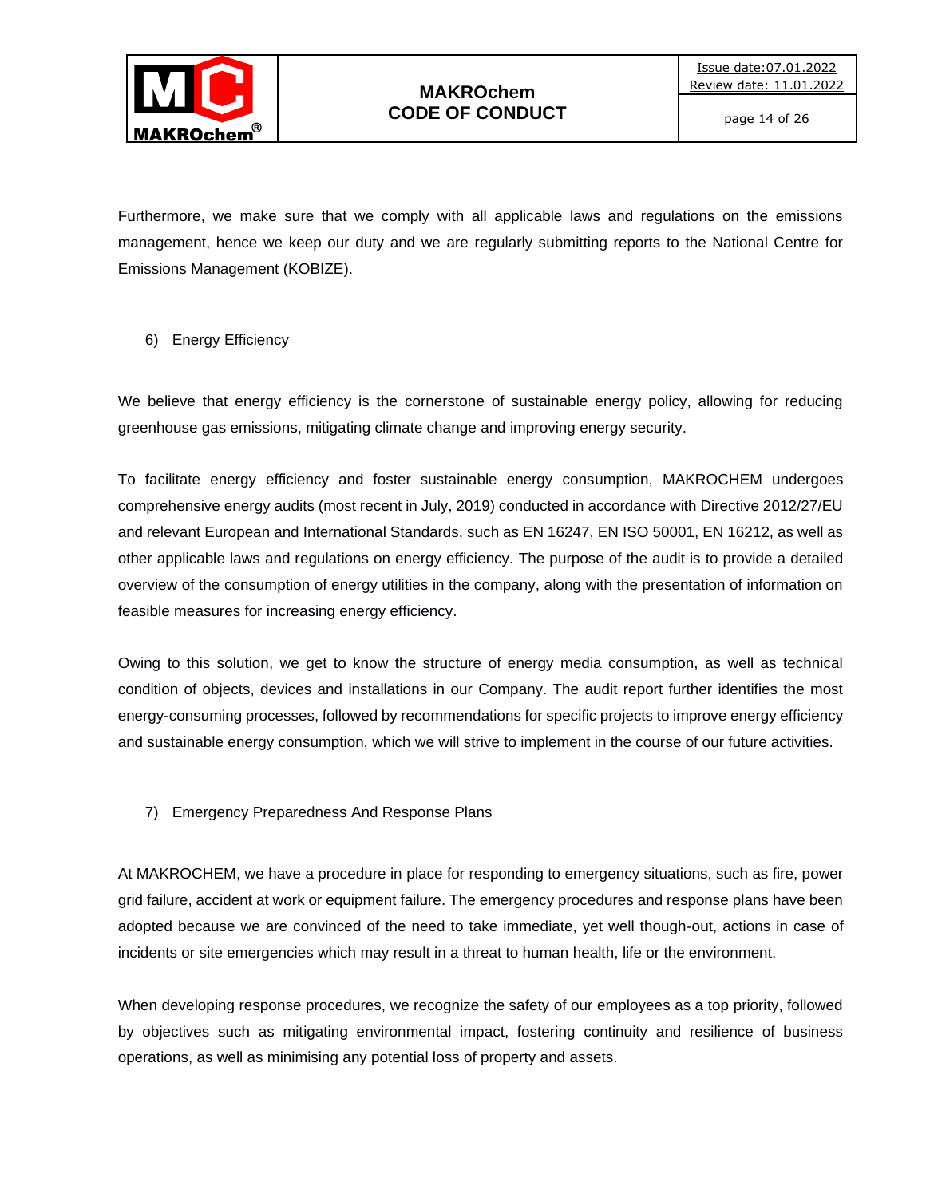Furthermore, we make sure that we comply with all applicable laws and regulations on the emissions management, hence we keep our duty and we are regularly submitting reports to the National Centre for Emissions Management (KOBIZE).

6) Energy Efficiency

We believe that energy efficiency is the cornerstone of sustainable energy policy, allowing for reducing greenhouse gas emissions, mitigating climate change and improving energy security.

To facilitate energy efficiency and foster sustainable energy consumption, MAKROCHEM undergoes comprehensive energy audits (most recent in July, 2019) conducted in accordance with Directive 2012/27/EU and relevant European and International Standards, such as EN 16247, EN ISO 50001, EN 16212, as well as other applicable laws and regulations on energy efficiency. The purpose of the audit is to provide a detailed overview of the consumption of energy utilities in the company, along with the presentation of information on feasible measures for increasing energy efficiency.

Owing to this solution, we get to know the structure of energy media consumption, as well as technical condition of objects, devices and installations in our Company. The audit report further identifies the most energy-consuming processes, followed by recommendations for specific projects to improve energy efficiency and sustainable energy consumption, which we will strive to implement in the course of our future activities.

7) Emergency Preparedness And Response Plans

At MAKROCHEM, we have a procedure in place for responding to emergency situations, such as fire, power grid failure, accident at work or equipment failure. The emergency procedures and response plans have been adopted because we are convinced of the need to take immediate, yet well though-out, actions in case of incidents or site emergencies which may result in a threat to human health, life or the environment.

When developing response procedures, we recognize the safety of our employees as a top priority, followed by objectives such as mitigating environmental impact, fostering continuity and resilience of business operations, as well as minimising any potential loss of property and assets.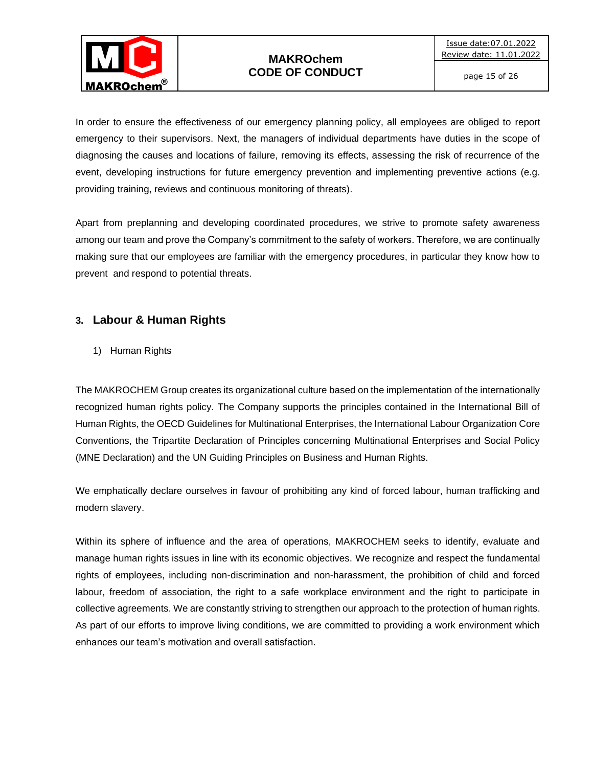In order to ensure the effectiveness of our emergency planning policy, all employees are obliged to report emergency to their supervisors. Next, the managers of individual departments have duties in the scope of diagnosing the causes and locations of failure, removing its effects, assessing the risk of recurrence of the event, developing instructions for future emergency prevention and implementing preventive actions (e.g. providing training, reviews and continuous monitoring of threats).

Apart from preplanning and developing coordinated procedures, we strive to promote safety awareness among our team and prove the Company's commitment to the safety of workers. Therefore, we are continually making sure that our employees are familiar with the emergency procedures, in particular they know how to prevent and respond to potential threats.

## 3. Labour & Human Rights

1) Human Rights

The MAKROCHEM Group creates its organizational culture based on the implementation of the internationally recognized human rights policy. The Company supports the principles contained in the International Bill of Human Rights, the OECD Guidelines for Multinational Enterprises, the International Labour Organization Core Conventions, the Tripartite Declaration of Principles concerning Multinational Enterprises and Social Policy (MNE Declaration) and the UN Guiding Principles on Business and Human Rights.

We emphatically declare ourselves in favour of prohibiting any kind of forced labour, human trafficking and modern slavery.

Within its sphere of influence and the area of operations, MAKROCHEM seeks to identify, evaluate and manage human rights issues in line with its economic objectives. We recognize and respect the fundamental rights of employees, including non-discrimination and non-harassment, the prohibition of child and forced labour, freedom of association, the right to a safe workplace environment and the right to participate in collective agreements. We are constantly striving to strengthen our approach to the protection of human rights. As part of our efforts to improve living conditions, we are committed to providing a work environment which enhances our team's motivation and overall satisfaction.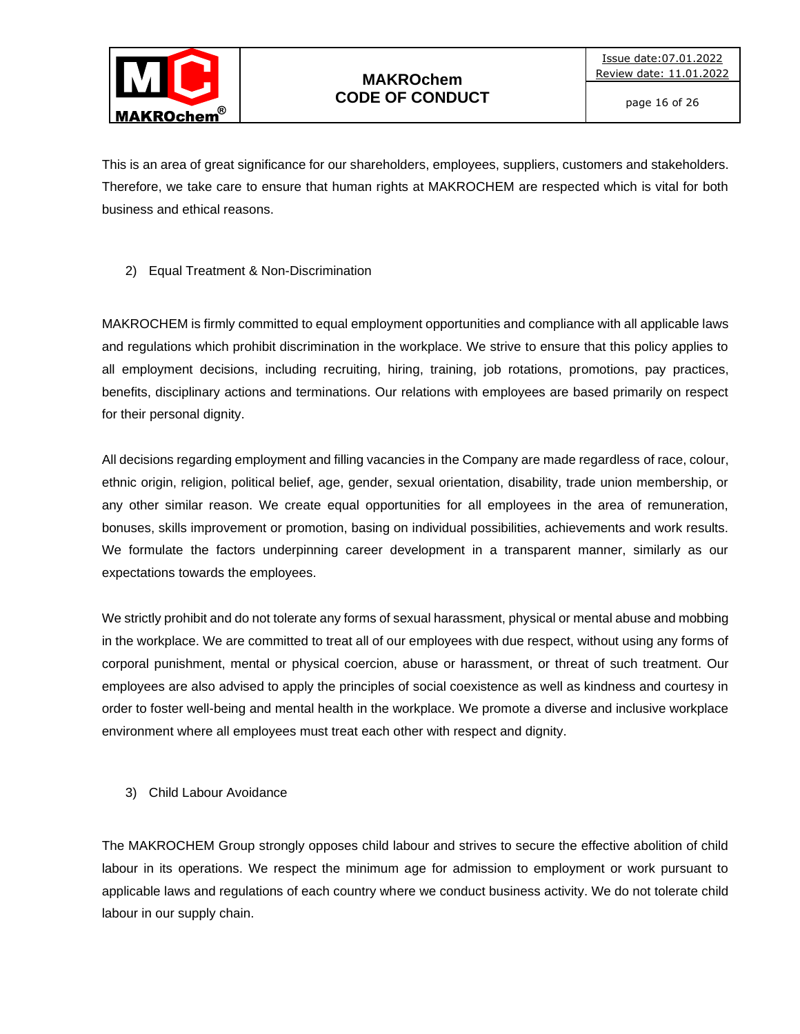This is an area of great significance for our shareholders, employees, suppliers, customers and stakeholders. Therefore, we take care to ensure that human rights at MAKROCHEM are respected which is vital for both business and ethical reasons.

2) Equal Treatment & Non-Discrimination

MAKROCHEM is firmly committed to equal employment opportunities and compliance with all applicable laws and regulations which prohibit discrimination in the workplace. We strive to ensure that this policy applies to all employment decisions, including recruiting, hiring, training, job rotations, promotions, pay practices, benefits, disciplinary actions and terminations. Our relations with employees are based primarily on respect for their personal dignity.

All decisions regarding employment and filling vacancies in the Company are made regardless of race, colour, ethnic origin, religion, political belief, age, gender, sexual orientation, disability, trade union membership, or any other similar reason. We create equal opportunities for all employees in the area of remuneration, bonuses, skills improvement or promotion, basing on individual possibilities, achievements and work results. We formulate the factors underpinning career development in a transparent manner, similarly as our expectations towards the employees.

We strictly prohibit and do not tolerate any forms of sexual harassment, physical or mental abuse and mobbing in the workplace. We are committed to treat all of our employees with due respect, without using any forms of corporal punishment, mental or physical coercion, abuse or harassment, or threat of such treatment. Our employees are also advised to apply the principles of social coexistence as well as kindness and courtesy in order to foster well-being and mental health in the workplace. We promote a diverse and inclusive workplace environment where all employees must treat each other with respect and dignity.

3) Child Labour Avoidance

The MAKROCHEM Group strongly opposes child labour and strives to secure the effective abolition of child labour in its operations. We respect the minimum age for admission to employment or work pursuant to applicable laws and regulations of each country where we conduct business activity. We do not tolerate child labour in our supply chain.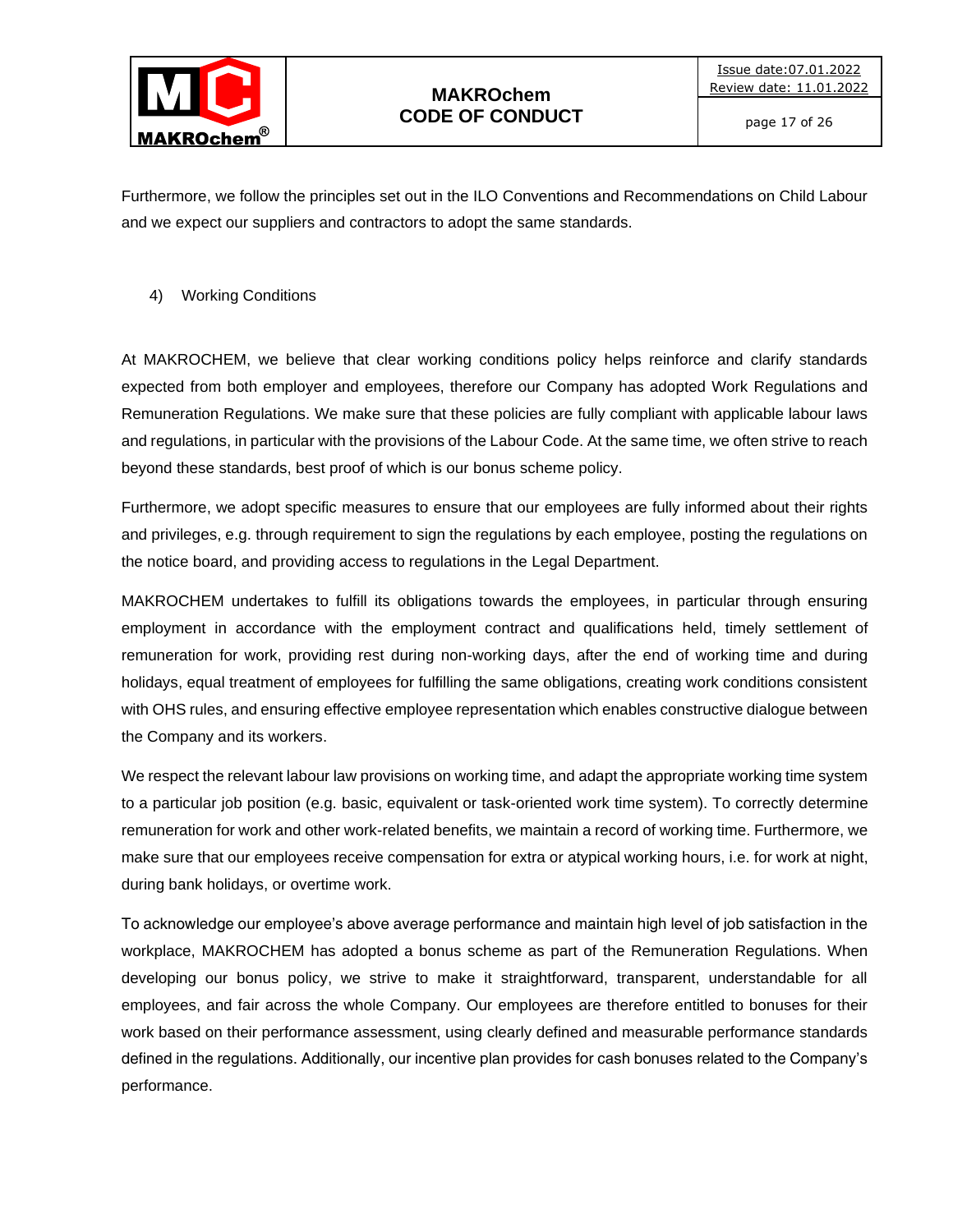Furthermore, we follow the principles set out in the ILO Conventions and Recommendations on Child Labour and we expect our suppliers and contractors to adopt the same standards.

4) Working Conditions

At MAKROCHEM, we believe that clear working conditions policy helps reinforce and clarify standards expected from both employer and employees, therefore our Company has adopted Work Regulations and Remuneration Regulations. We make sure that these policies are fully compliant with applicable labour laws and regulations, in particular with the provisions of the Labour Code. At the same time, we often strive to reach beyond these standards, best proof of which is our bonus scheme policy.

Furthermore, we adopt specific measures to ensure that our employees are fully informed about their rights and privileges, e.g. through requirement to sign the regulations by each employee, posting the regulations on the notice board, and providing access to regulations in the Legal Department.

MAKROCHEM undertakes to fulfill its obligations towards the employees, in particular through ensuring employment in accordance with the employment contract and qualifications held, timely settlement of remuneration for work, providing rest during non-working days, after the end of working time and during holidays, equal treatment of employees for fulfilling the same obligations, creating work conditions consistent with OHS rules, and ensuring effective employee representation which enables constructive dialogue between the Company and its workers.

We respect the relevant labour law provisions on working time, and adapt the appropriate working time system to a particular job position (e.g. basic, equivalent or task-oriented work time system). To correctly determine remuneration for work and other work-related benefits, we maintain a record of working time. Furthermore, we make sure that our employees receive compensation for extra or atypical working hours, i.e. for work at night, during bank holidays, or overtime work.

To acknowledge our employee's above average performance and maintain high level of job satisfaction in the workplace, MAKROCHEM has adopted a bonus scheme as part of the Remuneration Regulations. When developing our bonus policy, we strive to make it straightforward, transparent, understandable for all employees, and fair across the whole Company. Our employees are therefore entitled to bonuses for their work based on their performance assessment, using clearly defined and measurable performance standards defined in the regulations. Additionally, our incentive plan provides for cash bonuses related to the Company's performance.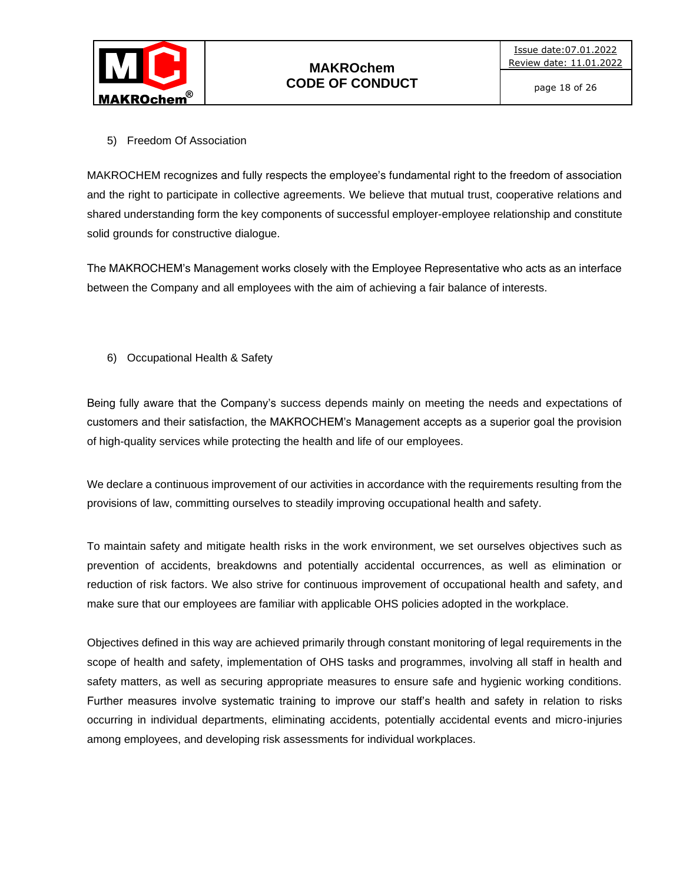5) Freedom Of Association

MAKROCHEM recognizes and fully respects the employee’s fundamental right to the freedom of association and the right to participate in collective agreements. We believe that mutual trust, cooperative relations and shared understanding form the key components of successful employer-employee relationship and constitute solid grounds for constructive dialogue.

The MAKROCHEM’s Management works closely with the Employee Representative who acts as an interface between the Company and all employees with the aim of achieving a fair balance of interests.

6) Occupational Health & Safety

Being fully aware that the Company’s success depends mainly on meeting the needs and expectations of customers and their satisfaction, the MAKROCHEM’s Management accepts as a superior goal the provision of high-quality services while protecting the health and life of our employees.

We declare a continuous improvement of our activities in accordance with the requirements resulting from the provisions of law, committing ourselves to steadily improving occupational health and safety.

To maintain safety and mitigate health risks in the work environment, we set ourselves objectives such as prevention of accidents, breakdowns and potentially accidental occurrences, as well as elimination or reduction of risk factors. We also strive for continuous improvement of occupational health and safety, and make sure that our employees are familiar with applicable OHS policies adopted in the workplace.

Objectives defined in this way are achieved primarily through constant monitoring of legal requirements in the scope of health and safety, implementation of OHS tasks and programmes, involving all staff in health and safety matters, as well as securing appropriate measures to ensure safe and hygienic working conditions. Further measures involve systematic training to improve our staff’s health and safety in relation to risks occurring in individual departments, eliminating accidents, potentially accidental events and micro-injuries among employees, and developing risk assessments for individual workplaces.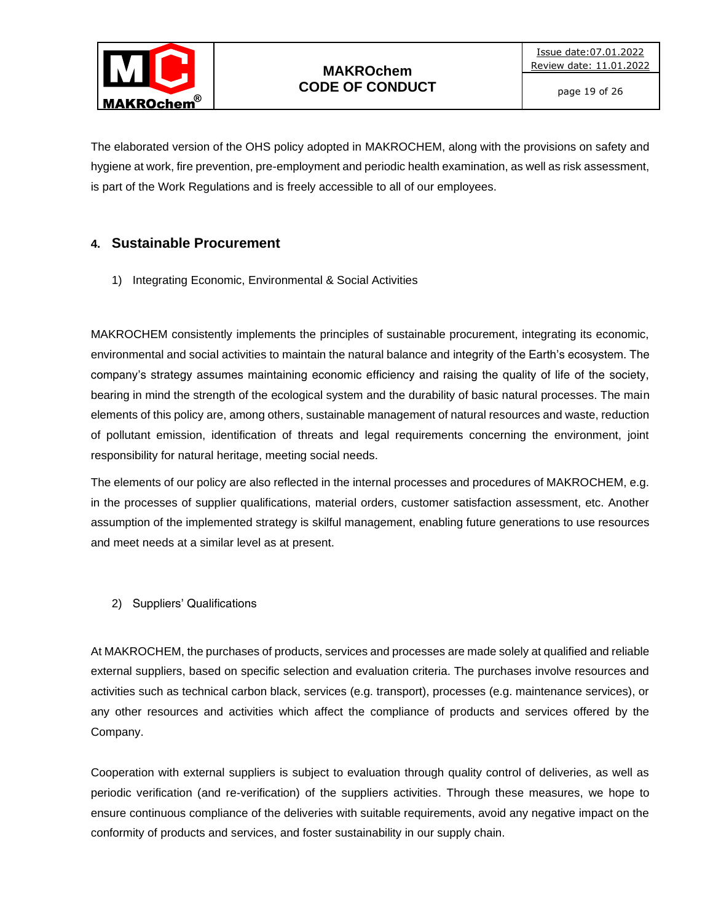The elaborated version of the OHS policy adopted in MAKROCHEM, along with the provisions on safety and hygiene at work, fire prevention, pre-employment and periodic health examination, as well as risk assessment, is part of the Work Regulations and is freely accessible to all of our employees.

## 4. Sustainable Procurement

1) Integrating Economic, Environmental & Social Activities

MAKROCHEM consistently implements the principles of sustainable procurement, integrating its economic, environmental and social activities to maintain the natural balance and integrity of the Earth's ecosystem. The company's strategy assumes maintaining economic efficiency and raising the quality of life of the society, bearing in mind the strength of the ecological system and the durability of basic natural processes. The main elements of this policy are, among others, sustainable management of natural resources and waste, reduction of pollutant emission, identification of threats and legal requirements concerning the environment, joint responsibility for natural heritage, meeting social needs.

The elements of our policy are also reflected in the internal processes and procedures of MAKROCHEM, e.g. in the processes of supplier qualifications, material orders, customer satisfaction assessment, etc. Another assumption of the implemented strategy is skilful management, enabling future generations to use resources and meet needs at a similar level as at present.

2) Suppliers' Qualifications

At MAKROCHEM, the purchases of products, services and processes are made solely at qualified and reliable external suppliers, based on specific selection and evaluation criteria. The purchases involve resources and activities such as technical carbon black, services (e.g. transport), processes (e.g. maintenance services), or any other resources and activities which affect the compliance of products and services offered by the Company.

Cooperation with external suppliers is subject to evaluation through quality control of deliveries, as well as periodic verification (and re-verification) of the suppliers activities. Through these measures, we hope to ensure continuous compliance of the deliveries with suitable requirements, avoid any negative impact on the conformity of products and services, and foster sustainability in our supply chain.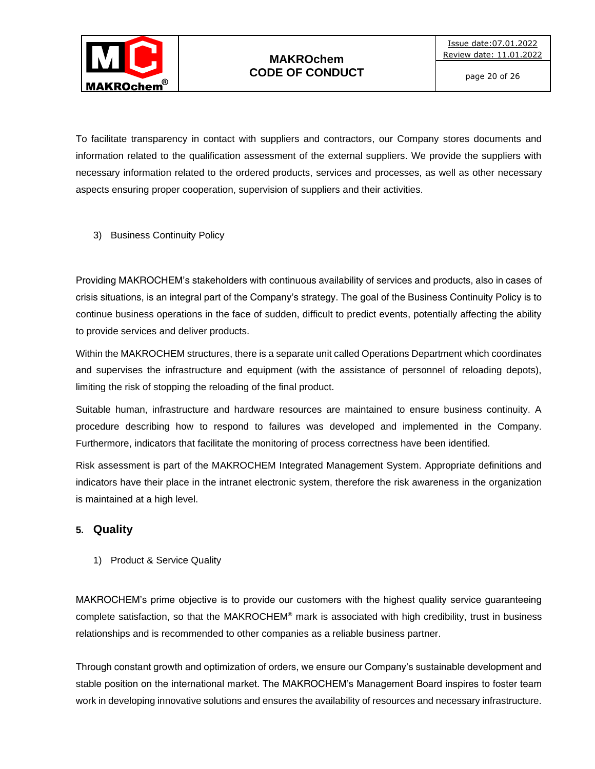To facilitate transparency in contact with suppliers and contractors, our Company stores documents and information related to the qualification assessment of the external suppliers. We provide the suppliers with necessary information related to the ordered products, services and processes, as well as other necessary aspects ensuring proper cooperation, supervision of suppliers and their activities.

3) Business Continuity Policy

Providing MAKROCHEM's stakeholders with continuous availability of services and products, also in cases of crisis situations, is an integral part of the Company's strategy. The goal of the Business Continuity Policy is to continue business operations in the face of sudden, difficult to predict events, potentially affecting the ability to provide services and deliver products.

Within the MAKROCHEM structures, there is a separate unit called Operations Department which coordinates and supervises the infrastructure and equipment (with the assistance of personnel of reloading depots), limiting the risk of stopping the reloading of the final product.

Suitable human, infrastructure and hardware resources are maintained to ensure business continuity. A procedure describing how to respond to failures was developed and implemented in the Company. Furthermore, indicators that facilitate the monitoring of process correctness have been identified.

Risk assessment is part of the MAKROCHEM Integrated Management System. Appropriate definitions and indicators have their place in the intranet electronic system, therefore the risk awareness in the organization is maintained at a high level.

## 5. Quality

1) Product & Service Quality

MAKROCHEM's prime objective is to provide our customers with the highest quality service guaranteeing complete satisfaction, so that the MAKROCHEM® mark is associated with high credibility, trust in business relationships and is recommended to other companies as a reliable business partner.

Through constant growth and optimization of orders, we ensure our Company's sustainable development and stable position on the international market. The MAKROCHEM's Management Board inspires to foster team work in developing innovative solutions and ensures the availability of resources and necessary infrastructure.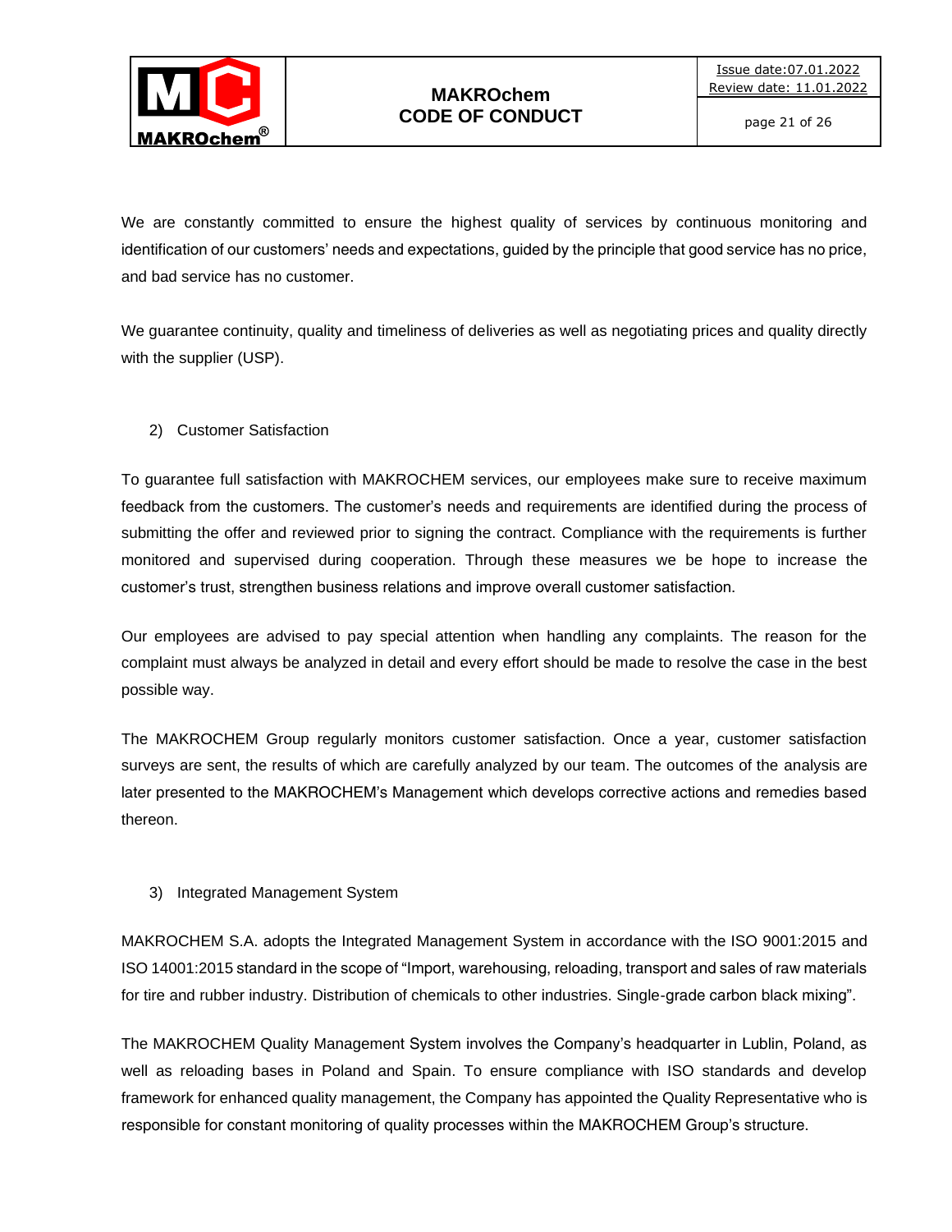We are constantly committed to ensure the highest quality of services by continuous monitoring and identification of our customers' needs and expectations, guided by the principle that good service has no price, and bad service has no customer.

We guarantee continuity, quality and timeliness of deliveries as well as negotiating prices and quality directly with the supplier (USP).

2) Customer Satisfaction

To guarantee full satisfaction with MAKROCHEM services, our employees make sure to receive maximum feedback from the customers. The customer's needs and requirements are identified during the process of submitting the offer and reviewed prior to signing the contract. Compliance with the requirements is further monitored and supervised during cooperation. Through these measures we be hope to increase the customer's trust, strengthen business relations and improve overall customer satisfaction.

Our employees are advised to pay special attention when handling any complaints. The reason for the complaint must always be analyzed in detail and every effort should be made to resolve the case in the best possible way.

The MAKROCHEM Group regularly monitors customer satisfaction. Once a year, customer satisfaction surveys are sent, the results of which are carefully analyzed by our team. The outcomes of the analysis are later presented to the MAKROCHEM's Management which develops corrective actions and remedies based thereon.

3) Integrated Management System

MAKROCHEM S.A. adopts the Integrated Management System in accordance with the ISO 9001:2015 and ISO 14001:2015 standard in the scope of "Import, warehousing, reloading, transport and sales of raw materials for tire and rubber industry. Distribution of chemicals to other industries. Single-grade carbon black mixing".

The MAKROCHEM Quality Management System involves the Company's headquarter in Lublin, Poland, as well as reloading bases in Poland and Spain. To ensure compliance with ISO standards and develop framework for enhanced quality management, the Company has appointed the Quality Representative who is responsible for constant monitoring of quality processes within the MAKROCHEM Group's structure.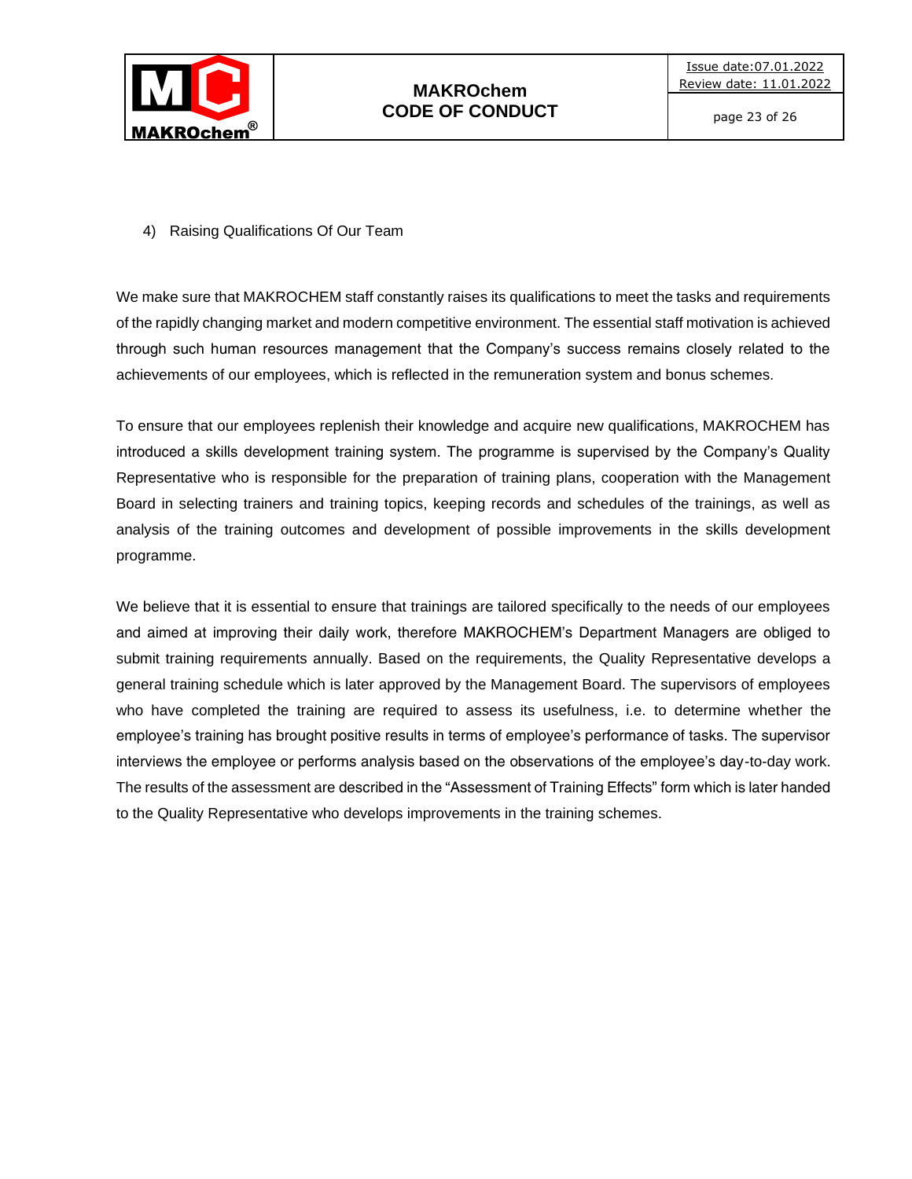4) Raising Qualifications Of Our Team

We make sure that MAKROCHEM staff constantly raises its qualifications to meet the tasks and requirements of the rapidly changing market and modern competitive environment. The essential staff motivation is achieved through such human resources management that the Company's success remains closely related to the achievements of our employees, which is reflected in the remuneration system and bonus schemes.

To ensure that our employees replenish their knowledge and acquire new qualifications, MAKROCHEM has introduced a skills development training system. The programme is supervised by the Company's Quality Representative who is responsible for the preparation of training plans, cooperation with the Management Board in selecting trainers and training topics, keeping records and schedules of the trainings, as well as analysis of the training outcomes and development of possible improvements in the skills development programme.

We believe that it is essential to ensure that trainings are tailored specifically to the needs of our employees and aimed at improving their daily work, therefore MAKROCHEM's Department Managers are obliged to submit training requirements annually. Based on the requirements, the Quality Representative develops a general training schedule which is later approved by the Management Board. The supervisors of employees who have completed the training are required to assess its usefulness, i.e. to determine whether the employee's training has brought positive results in terms of employee's performance of tasks. The supervisor interviews the employee or performs analysis based on the observations of the employee's day-to-day work. The results of the assessment are described in the "Assessment of Training Effects" form which is later handed to the Quality Representative who develops improvements in the training schemes.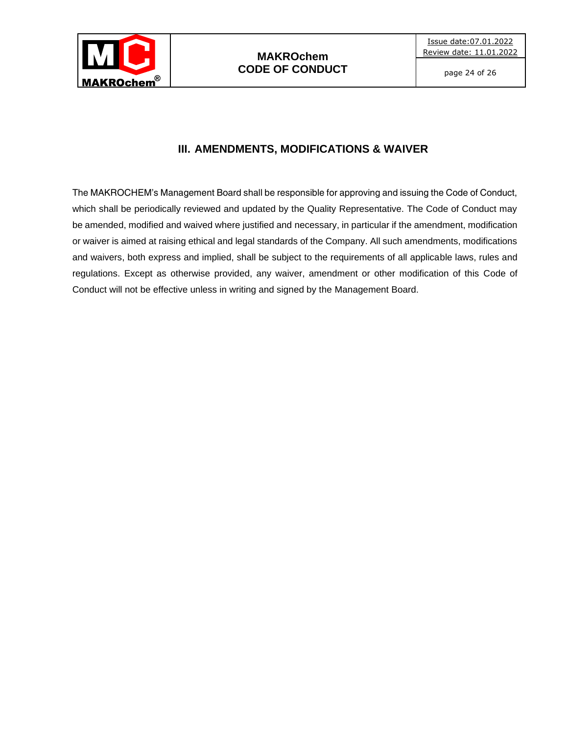## III. AMENDMENTS, MODIFICATIONS & WAIVER

The MAKROCHEM's Management Board shall be responsible for approving and issuing the Code of Conduct, which shall be periodically reviewed and updated by the Quality Representative. The Code of Conduct may be amended, modified and waived where justified and necessary, in particular if the amendment, modification or waiver is aimed at raising ethical and legal standards of the Company. All such amendments, modifications and waivers, both express and implied, shall be subject to the requirements of all applicable laws, rules and regulations. Except as otherwise provided, any waiver, amendment or other modification of this Code of Conduct will not be effective unless in writing and signed by the Management Board.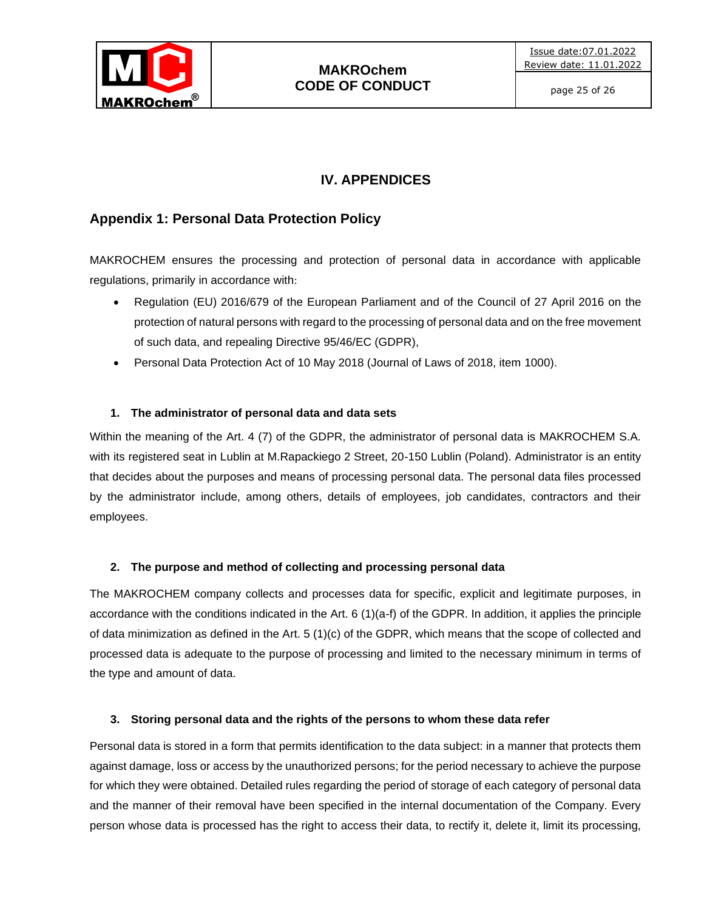# IV. APPENDICES

## Appendix 1: Personal Data Protection Policy

MAKROCHEM ensures the processing and protection of personal data in accordance with applicable regulations, primarily in accordance with:

- Regulation (EU) 2016/679 of the European Parliament and of the Council of 27 April 2016 on the protection of natural persons with regard to the processing of personal data and on the free movement of such data, and repealing Directive 95/46/EC (GDPR),
- Personal Data Protection Act of 10 May 2018 (Journal of Laws of 2018, item 1000).

### 1. The administrator of personal data and data sets

Within the meaning of the Art. 4 (7) of the GDPR, the administrator of personal data is MAKROCHEM S.A. with its registered seat in Lublin at M.Rapackiego 2 Street, 20-150 Lublin (Poland). Administrator is an entity that decides about the purposes and means of processing personal data. The personal data files processed by the administrator include, among others, details of employees, job candidates, contractors and their employees.

### 2. The purpose and method of collecting and processing personal data

The MAKROCHEM company collects and processes data for specific, explicit and legitimate purposes, in accordance with the conditions indicated in the Art. 6 (1)(a-f) of the GDPR. In addition, it applies the principle of data minimization as defined in the Art. 5 (1)(c) of the GDPR, which means that the scope of collected and processed data is adequate to the purpose of processing and limited to the necessary minimum in terms of the type and amount of data.

### 3. Storing personal data and the rights of the persons to whom these data refer

Personal data is stored in a form that permits identification to the data subject: in a manner that protects them against damage, loss or access by the unauthorized persons; for the period necessary to achieve the purpose for which they were obtained. Detailed rules regarding the period of storage of each category of personal data and the manner of their removal have been specified in the internal documentation of the Company. Every person whose data is processed has the right to access their data, to rectify it, delete it, limit its processing,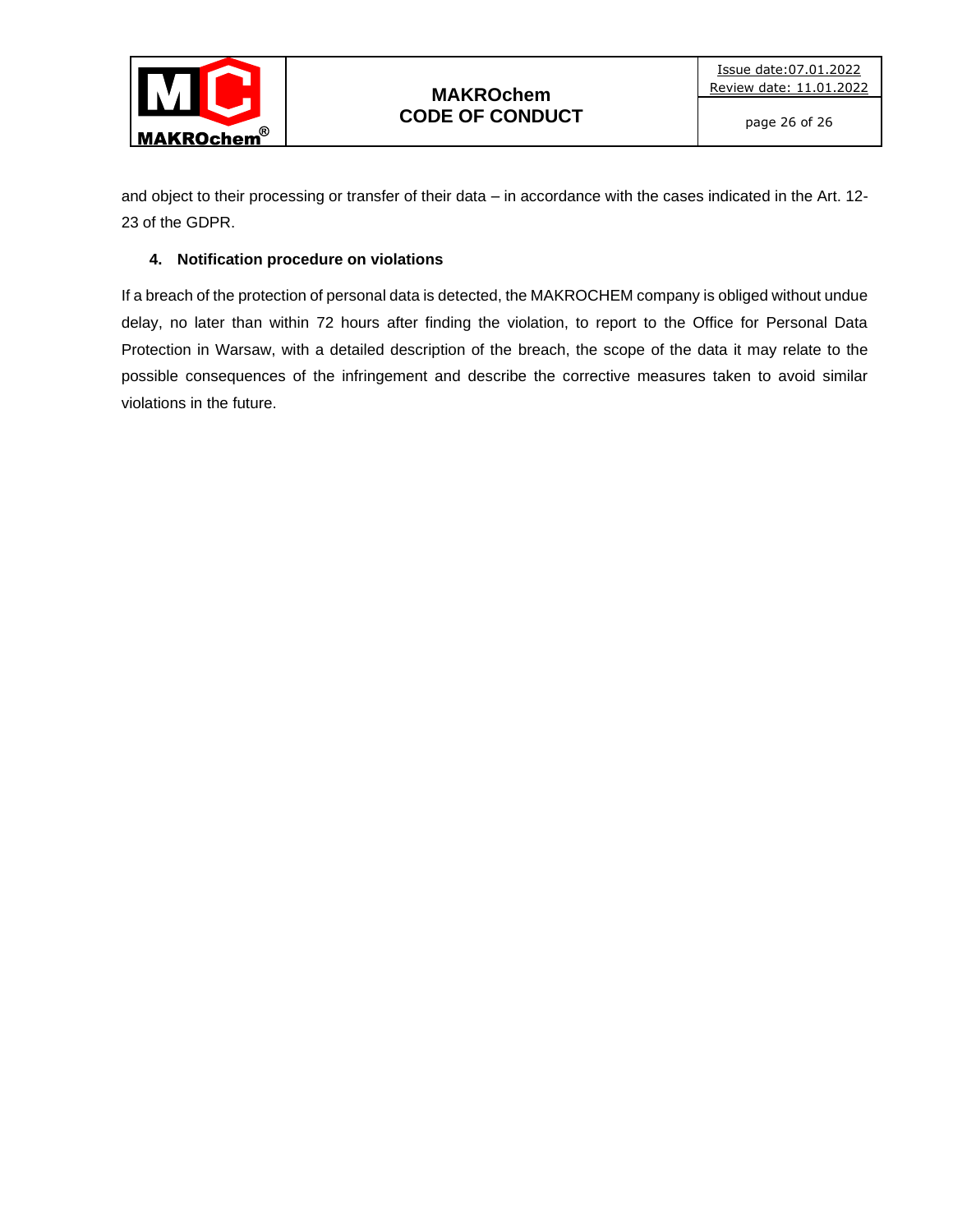and object to their processing or transfer of their data – in accordance with the cases indicated in the Art. 12-23 of the GDPR.

#### 4. Notification procedure on violations

If a breach of the protection of personal data is detected, the MAKROCHEM company is obliged without undue delay, no later than within 72 hours after finding the violation, to report to the Office for Personal Data Protection in Warsaw, with a detailed description of the breach, the scope of the data it may relate to the possible consequences of the infringement and describe the corrective measures taken to avoid similar violations in the future.